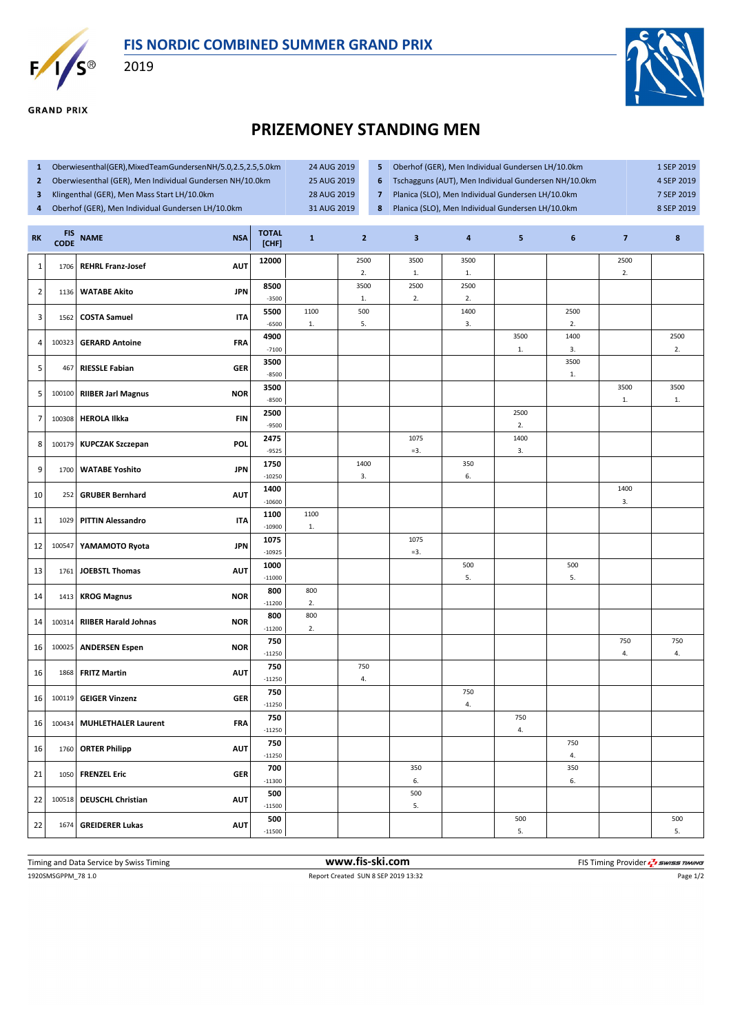# FIS NORDIC COMBINED SUMMER GRAND PRIX

2019

GRAND PRIX

## PRIZEMONEY STANDING MEN

| | Event | Date | | Event | Date |
|---|---|---|---|---|---|
| 1 | Oberwiesenthal(GER),MixedTeamGundersenNH/5.0,2.5,2.5,5.0km | 24 AUG 2019 | 5 | Oberhof (GER), Men Individual Gundersen LH/10.0km | 1 SEP 2019 |
| 2 | Oberwiesenthal (GER), Men Individual Gundersen NH/10.0km | 25 AUG 2019 | 6 | Tschagguns (AUT), Men Individual Gundersen NH/10.0km | 4 SEP 2019 |
| 3 | Klingenthal (GER), Men Mass Start LH/10.0km | 28 AUG 2019 | 7 | Planica (SLO), Men Individual Gundersen LH/10.0km | 7 SEP 2019 |
| 4 | Oberhof (GER), Men Individual Gundersen LH/10.0km | 31 AUG 2019 | 8 | Planica (SLO), Men Individual Gundersen LH/10.0km | 8 SEP 2019 |

| RK | FIS CODE | NAME | NSA | TOTAL [CHF] | 1 | 2 | 3 | 4 | 5 | 6 | 7 | 8 |
|---|---|---|---|---|---|---|---|---|---|---|---|---|
| 1 | 1706 | REHRL Franz-Josef | AUT | 12000 | | 2500 2. | 3500 1. | 3500 1. | | | 2500 2. | |
| 2 | 1136 | WATABE Akito | JPN | 8500 -3500 | | 3500 1. | 2500 2. | 2500 2. | | | | |
| 3 | 1562 | COSTA Samuel | ITA | 5500 -6500 | 1100 1. | 500 5. | | 1400 3. | | 2500 2. | | |
| 4 | 100323 | GERARD Antoine | FRA | 4900 -7100 | | | | | 3500 1. | 1400 3. | | 2500 2. |
| 5 | 467 | RIESSLE Fabian | GER | 3500 -8500 | | | | | | 3500 1. | | |
| 5 | 100100 | RIIBER Jarl Magnus | NOR | 3500 -8500 | | | | | | | 3500 1. | 3500 1. |
| 7 | 100308 | HEROLA Ilkka | FIN | 2500 -9500 | | | | | 2500 2. | | | |
| 8 | 100179 | KUPCZAK Szczepan | POL | 2475 -9525 | | | 1075 =3. | | 1400 3. | | | |
| 9 | 1700 | WATABE Yoshito | JPN | 1750 -10250 | | 1400 3. | | 350 6. | | | | |
| 10 | 252 | GRUBER Bernhard | AUT | 1400 -10600 | | | | | | | 1400 3. | |
| 11 | 1029 | PITTIN Alessandro | ITA | 1100 -10900 | 1100 1. | | | | | | | |
| 12 | 100547 | YAMAMOTO Ryota | JPN | 1075 -10925 | | | 1075 =3. | | | | | |
| 13 | 1761 | JOEBSTL Thomas | AUT | 1000 -11000 | | | | 500 5. | | 500 5. | | |
| 14 | 1413 | KROG Magnus | NOR | 800 -11200 | 800 2. | | | | | | | |
| 14 | 100314 | RIIBER Harald Johnas | NOR | 800 -11200 | 800 2. | | | | | | | |
| 16 | 100025 | ANDERSEN Espen | NOR | 750 -11250 | | | | | | | 750 4. | 750 4. |
| 16 | 1868 | FRITZ Martin | AUT | 750 -11250 | | 750 4. | | | | | | |
| 16 | 100119 | GEIGER Vinzenz | GER | 750 -11250 | | | | 750 4. | | | | |
| 16 | 100434 | MUHLETHALER Laurent | FRA | 750 -11250 | | | | | 750 4. | | | |
| 16 | 1760 | ORTER Philipp | AUT | 750 -11250 | | | | | | 750 4. | | |
| 21 | 1050 | FRENZEL Eric | GER | 700 -11300 | | | 350 6. | | | 350 6. | | |
| 22 | 100518 | DEUSCHL Christian | AUT | 500 -11500 | | | 500 5. | | | | | |
| 22 | 1674 | GREIDERER Lukas | AUT | 500 -11500 | | | | | 500 5. | | | 500 5. |

Timing and Data Service by Swiss Timing | www.fis-ski.com | FIS Timing Provider SWISS TIMING

1920SMSGPPM_78 1.0 | Report Created SUN 8 SEP 2019 13:32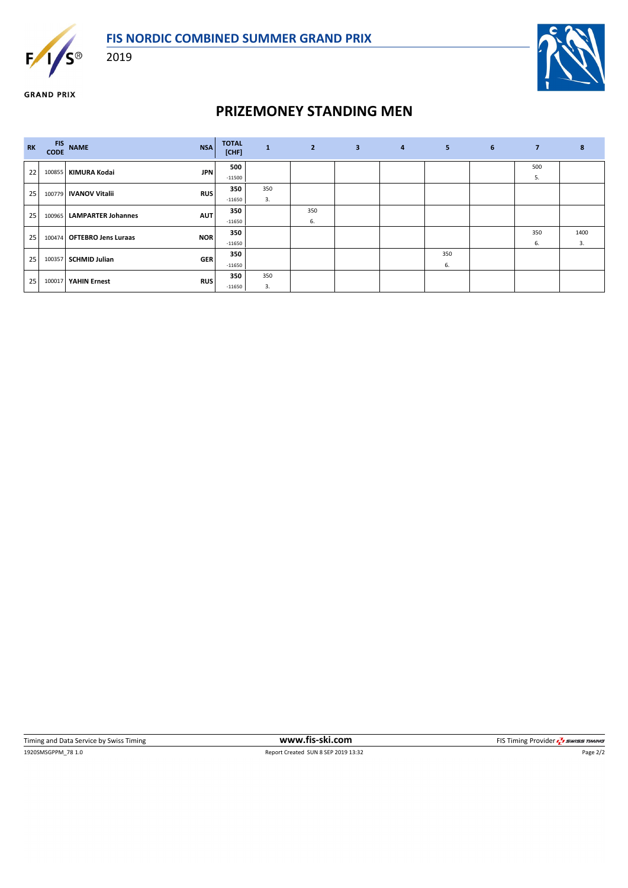# FIS NORDIC COMBINED SUMMER GRAND PRIX

2019

GRAND PRIX

## PRIZEMONEY STANDING MEN

| RK | FIS CODE | NAME | NSA | TOTAL [CHF] | 1 | 2 | 3 | 4 | 5 | 6 | 7 | 8 |
|---|---|---|---|---|---|---|---|---|---|---|---|---|
| 22 | 100855 | **KIMURA Kodai** | **JPN** | **500** -11500 | | | | | | | 500 5. | |
| 25 | 100779 | **IVANOV Vitalii** | **RUS** | **350** -11650 | 350 3. | | | | | | | |
| 25 | 100965 | **LAMPARTER Johannes** | **AUT** | **350** -11650 | | 350 6. | | | | | | |
| 25 | 100474 | **OFTEBRO Jens Luraas** | **NOR** | **350** -11650 | | | | | | | 350 6. | 1400 3. |
| 25 | 100357 | **SCHMID Julian** | **GER** | **350** -11650 | | | | | 350 6. | | | |
| 25 | 100017 | **YAHIN Ernest** | **RUS** | **350** -11650 | 350 3. | | | | | | | |

Timing and Data Service by Swiss Timing | www.fis-ski.com | FIS Timing Provider SWISS TIMING

1920SMSGPPM_78 1.0 | Report Created SUN 8 SEP 2019 13:32